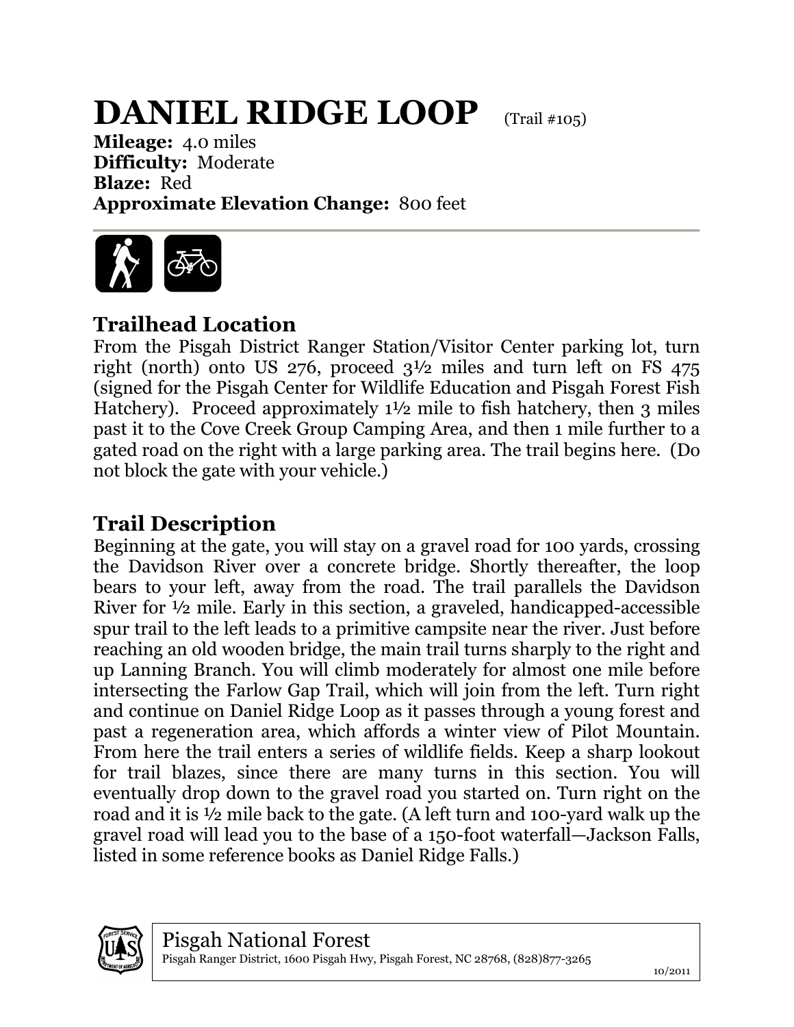# DANIEL RIDGE LOOP (Trail #105)

**Mileage:** 4.0 miles
**Difficulty:** Moderate
**Blaze:** Red
**Approximate Elevation Change:** 800 feet

## Trailhead Location

From the Pisgah District Ranger Station/Visitor Center parking lot, turn right (north) onto US 276, proceed 3½ miles and turn left on FS 475 (signed for the Pisgah Center for Wildlife Education and Pisgah Forest Fish Hatchery). Proceed approximately 1½ mile to fish hatchery, then 3 miles past it to the Cove Creek Group Camping Area, and then 1 mile further to a gated road on the right with a large parking area. The trail begins here. (Do not block the gate with your vehicle.)

## Trail Description

Beginning at the gate, you will stay on a gravel road for 100 yards, crossing the Davidson River over a concrete bridge. Shortly thereafter, the loop bears to your left, away from the road. The trail parallels the Davidson River for ½ mile. Early in this section, a graveled, handicapped-accessible spur trail to the left leads to a primitive campsite near the river. Just before reaching an old wooden bridge, the main trail turns sharply to the right and up Lanning Branch. You will climb moderately for almost one mile before intersecting the Farlow Gap Trail, which will join from the left. Turn right and continue on Daniel Ridge Loop as it passes through a young forest and past a regeneration area, which affords a winter view of Pilot Mountain. From here the trail enters a series of wildlife fields. Keep a sharp lookout for trail blazes, since there are many turns in this section. You will eventually drop down to the gravel road you started on. Turn right on the road and it is ½ mile back to the gate. (A left turn and 100-yard walk up the gravel road will lead you to the base of a 150-foot waterfall—Jackson Falls, listed in some reference books as Daniel Ridge Falls.)

Pisgah National Forest
Pisgah Ranger District, 1600 Pisgah Hwy, Pisgah Forest, NC 28768, (828)877-3265

10/2011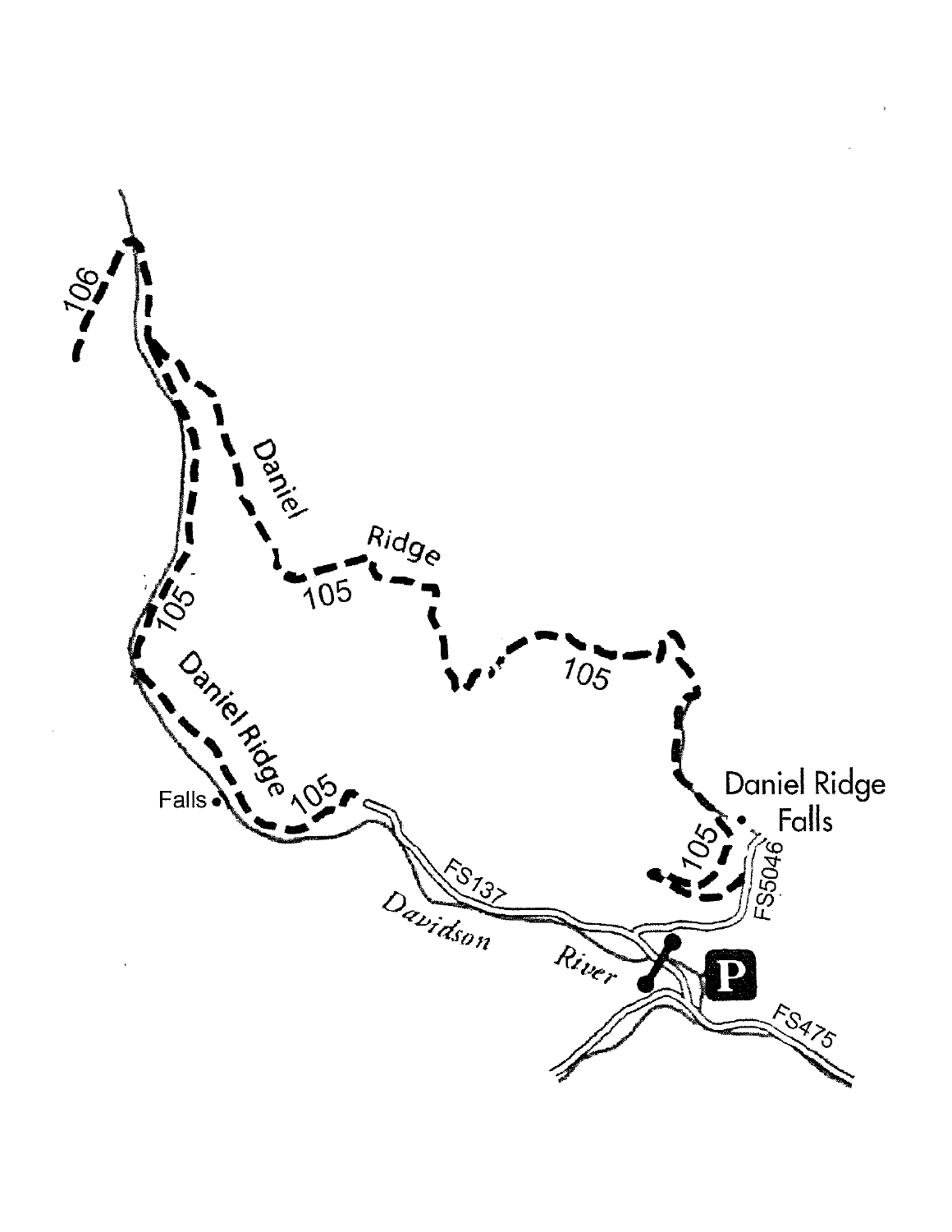106

Daniel

Ridge

105

105

105

Daniel Ridge

105

Falls

Daniel Ridge
Falls

105

FS5046

FS137

Davidson

River

P

FS475